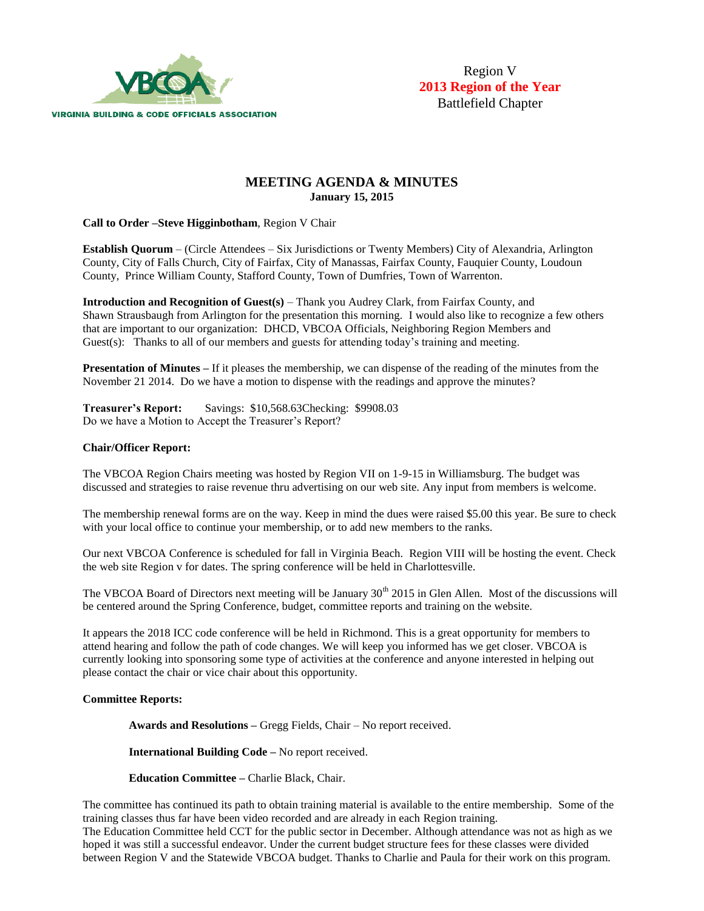VIRGINIA BUILDING & CODE OFFICIALS ASSOCIATION

Region V
**2013 Region of the Year**
Battlefield Chapter

# MEETING AGENDA & MINUTES

**January 15, 2015**

**Call to Order –Steve Higginbotham**, Region V Chair

**Establish Quorum** – (Circle Attendees – Six Jurisdictions or Twenty Members) City of Alexandria, Arlington County, City of Falls Church, City of Fairfax, City of Manassas, Fairfax County, Fauquier County, Loudoun County, Prince William County, Stafford County, Town of Dumfries, Town of Warrenton.

**Introduction and Recognition of Guest(s)** – Thank you Audrey Clark, from Fairfax County, and Shawn Strausbaugh from Arlington for the presentation this morning. I would also like to recognize a few others that are important to our organization: DHCD, VBCOA Officials, Neighboring Region Members and Guest(s): Thanks to all of our members and guests for attending today's training and meeting.

**Presentation of Minutes –** If it pleases the membership, we can dispense of the reading of the minutes from the November 21 2014. Do we have a motion to dispense with the readings and approve the minutes?

**Treasurer's Report:** Savings: $10,568.63Checking: $9908.03
Do we have a Motion to Accept the Treasurer's Report?

**Chair/Officer Report:**

The VBCOA Region Chairs meeting was hosted by Region VII on 1-9-15 in Williamsburg. The budget was discussed and strategies to raise revenue thru advertising on our web site. Any input from members is welcome.

The membership renewal forms are on the way. Keep in mind the dues were raised $5.00 this year. Be sure to check with your local office to continue your membership, or to add new members to the ranks.

Our next VBCOA Conference is scheduled for fall in Virginia Beach. Region VIII will be hosting the event. Check the web site Region v for dates. The spring conference will be held in Charlottesville.

The VBCOA Board of Directors next meeting will be January 30th 2015 in Glen Allen. Most of the discussions will be centered around the Spring Conference, budget, committee reports and training on the website.

It appears the 2018 ICC code conference will be held in Richmond. This is a great opportunity for members to attend hearing and follow the path of code changes. We will keep you informed has we get closer. VBCOA is currently looking into sponsoring some type of activities at the conference and anyone interested in helping out please contact the chair or vice chair about this opportunity.

**Committee Reports:**

**Awards and Resolutions –** Gregg Fields, Chair – No report received.

**International Building Code –** No report received.

**Education Committee –** Charlie Black, Chair.

The committee has continued its path to obtain training material is available to the entire membership. Some of the training classes thus far have been video recorded and are already in each Region training.
The Education Committee held CCT for the public sector in December. Although attendance was not as high as we hoped it was still a successful endeavor. Under the current budget structure fees for these classes were divided between Region V and the Statewide VBCOA budget. Thanks to Charlie and Paula for their work on this program.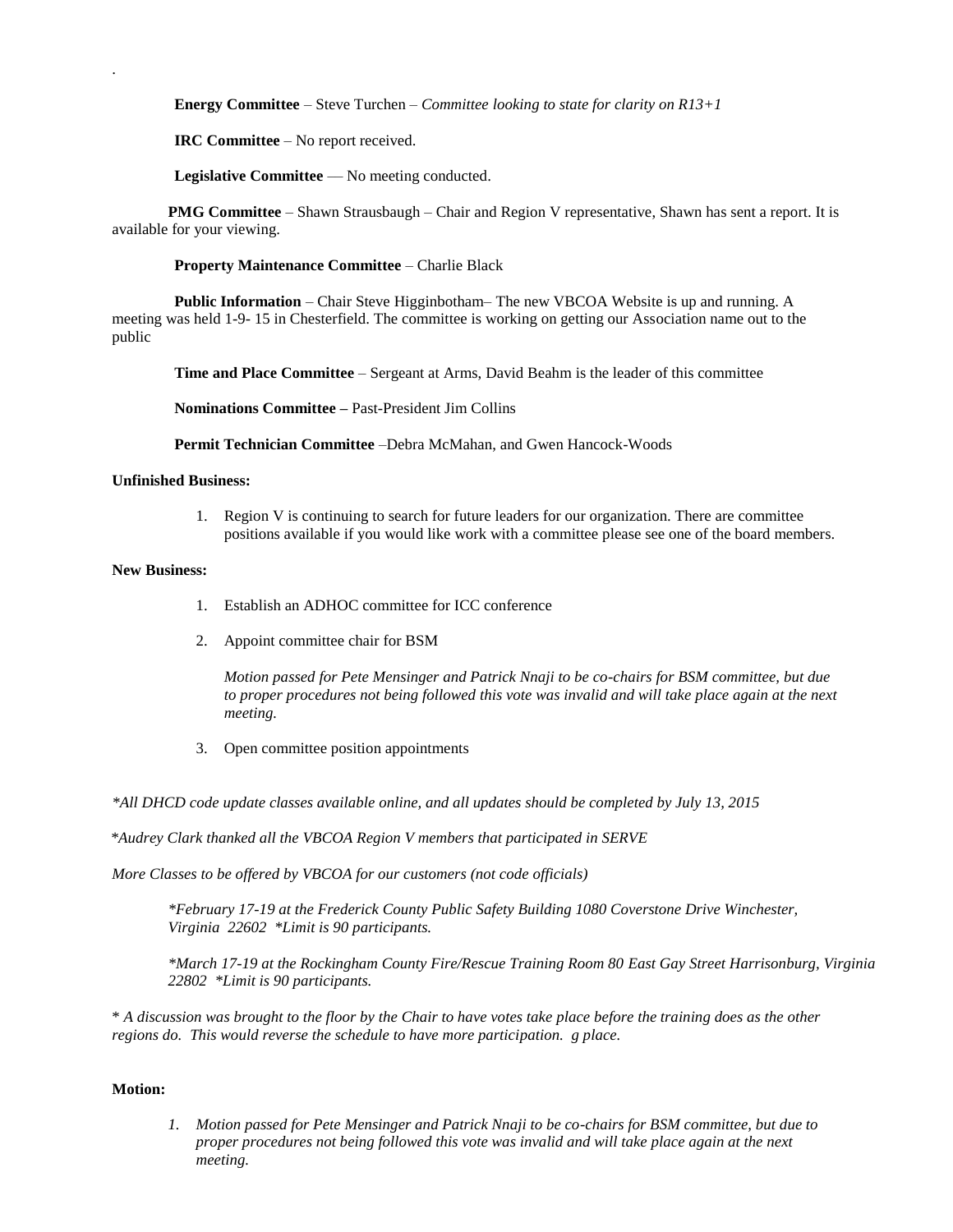.

**Energy Committee** – Steve Turchen – *Committee looking to state for clarity on R13+1*

**IRC Committee** – No report received.

**Legislative Committee** — No meeting conducted.

**PMG Committee** – Shawn Strausbaugh – Chair and Region V representative, Shawn has sent a report. It is available for your viewing.

**Property Maintenance Committee** – Charlie Black

**Public Information** – Chair Steve Higginbotham– The new VBCOA Website is up and running. A meeting was held 1-9- 15 in Chesterfield. The committee is working on getting our Association name out to the public

**Time and Place Committee** – Sergeant at Arms, David Beahm is the leader of this committee

**Nominations Committee –** Past-President Jim Collins

**Permit Technician Committee** –Debra McMahan, and Gwen Hancock-Woods

**Unfinished Business:**

1. Region V is continuing to search for future leaders for our organization. There are committee positions available if you would like work with a committee please see one of the board members.

**New Business:**

1. Establish an ADHOC committee for ICC conference
2. Appoint committee chair for BSM

   *Motion passed for Pete Mensinger and Patrick Nnaji to be co-chairs for BSM committee, but due to proper procedures not being followed this vote was invalid and will take place again at the next meeting.*

3. Open committee position appointments

*\*All DHCD code update classes available online, and all updates should be completed by July 13, 2015*

*\*Audrey Clark thanked all the VBCOA Region V members that participated in SERVE*

*More Classes to be offered by VBCOA for our customers (not code officials)*

*\*February 17-19 at the Frederick County Public Safety Building 1080 Coverstone Drive Winchester, Virginia 22602 \*Limit is 90 participants.*

*\*March 17-19 at the Rockingham County Fire/Rescue Training Room 80 East Gay Street Harrisonburg, Virginia 22802 \*Limit is 90 participants.*

*\* A discussion was brought to the floor by the Chair to have votes take place before the training does as the other regions do. This would reverse the schedule to have more participation. g place.*

**Motion:**

1. *Motion passed for Pete Mensinger and Patrick Nnaji to be co-chairs for BSM committee, but due to proper procedures not being followed this vote was invalid and will take place again at the next meeting.*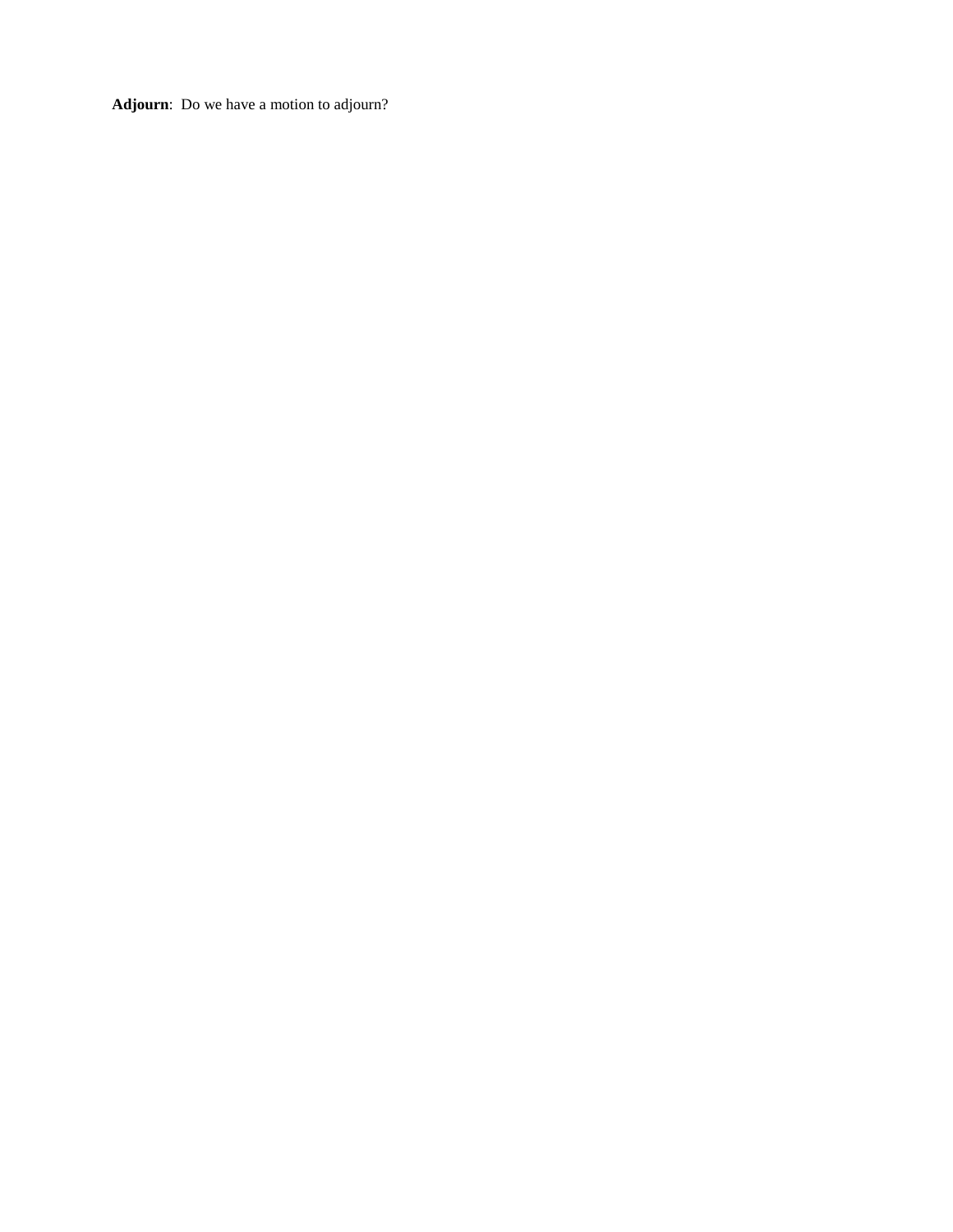**Adjourn**: Do we have a motion to adjourn?